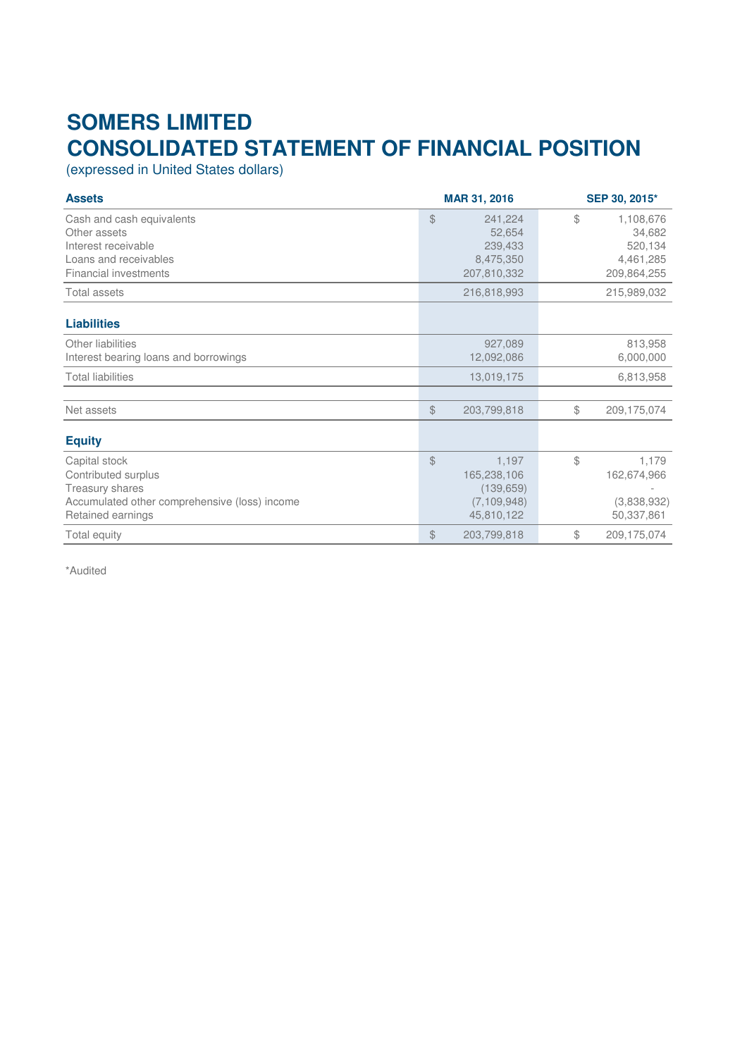# SOMERS LIMITED
# CONSOLIDATED STATEMENT OF FINANCIAL POSITION

(expressed in United States dollars)

| **Assets** | **MAR 31, 2016** | **SEP 30, 2015*** |
|---|---|---|
| Cash and cash equivalents | $ 241,224 | $ 1,108,676 |
| Other assets | 52,654 | 34,682 |
| Interest receivable | 239,433 | 520,134 |
| Loans and receivables | 8,475,350 | 4,461,285 |
| Financial investments | 207,810,332 | 209,864,255 |
| Total assets | 216,818,993 | 215,989,032 |
| **Liabilities** | | |
| Other liabilities | 927,089 | 813,958 |
| Interest bearing loans and borrowings | 12,092,086 | 6,000,000 |
| Total liabilities | 13,019,175 | 6,813,958 |
| Net assets | $ 203,799,818 | $ 209,175,074 |
| **Equity** | | |
| Capital stock | $ 1,197 | $ 1,179 |
| Contributed surplus | 165,238,106 | 162,674,966 |
| Treasury shares | (139,659) | - |
| Accumulated other comprehensive (loss) income | (7,109,948) | (3,838,932) |
| Retained earnings | 45,810,122 | 50,337,861 |
| Total equity | $ 203,799,818 | $ 209,175,074 |

*Audited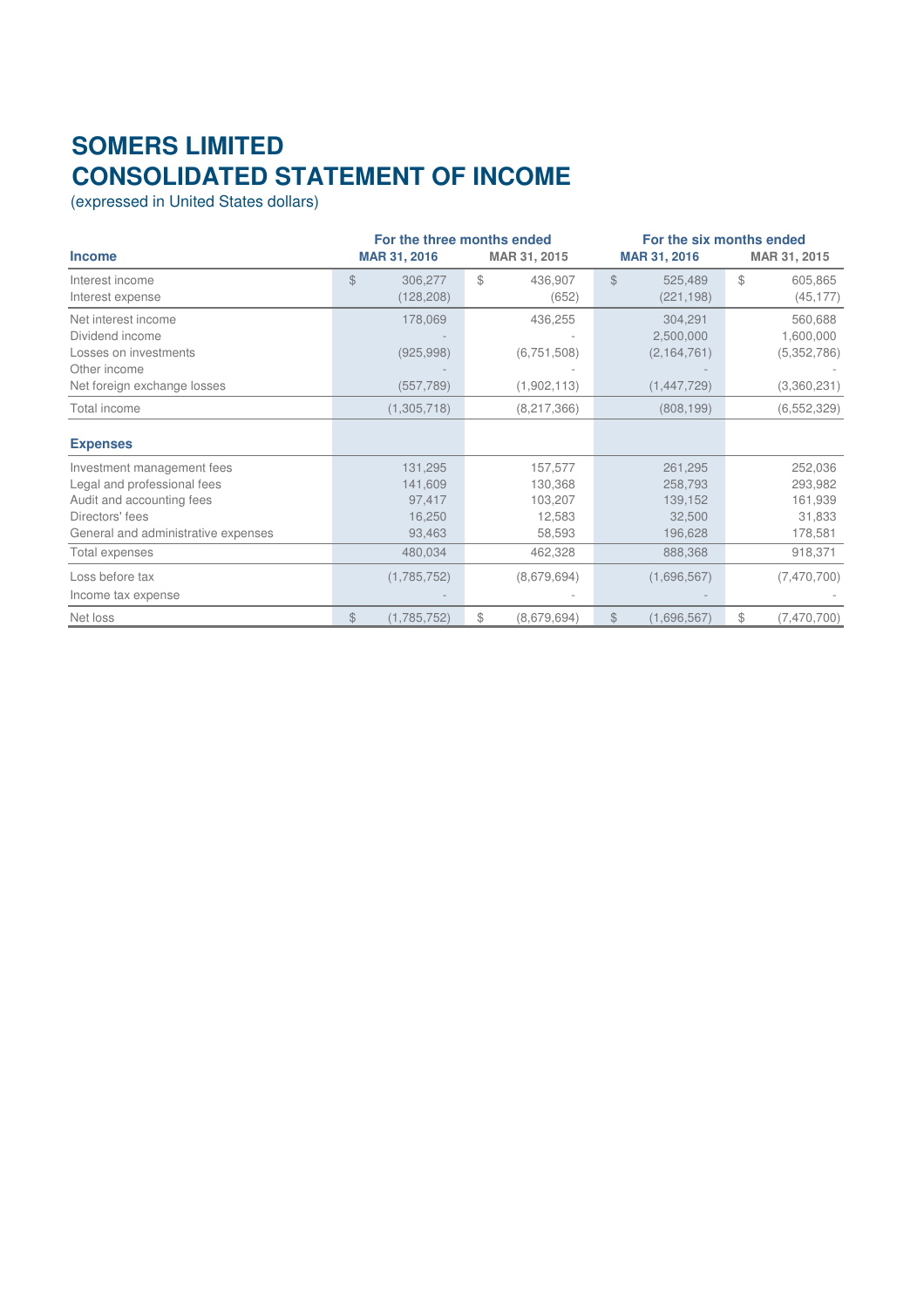# SOMERS LIMITED
# CONSOLIDATED STATEMENT OF INCOME

(expressed in United States dollars)

| | For the three months ended | | For the six months ended | |
|---|---|---|---|---|
| **Income** | **MAR 31, 2016** | **MAR 31, 2015** | **MAR 31, 2016** | **MAR 31, 2015** |
| Interest income | $ 306,277 | $ 436,907 | $ 525,489 | $ 605,865 |
| Interest expense | (128,208) | (652) | (221,198) | (45,177) |
| Net interest income | 178,069 | 436,255 | 304,291 | 560,688 |
| Dividend income | - | - | 2,500,000 | 1,600,000 |
| Losses on investments | (925,998) | (6,751,508) | (2,164,761) | (5,352,786) |
| Other income | - | - | - | - |
| Net foreign exchange losses | (557,789) | (1,902,113) | (1,447,729) | (3,360,231) |
| Total income | (1,305,718) | (8,217,366) | (808,199) | (6,552,329) |
| **Expenses** | | | | |
| Investment management fees | 131,295 | 157,577 | 261,295 | 252,036 |
| Legal and professional fees | 141,609 | 130,368 | 258,793 | 293,982 |
| Audit and accounting fees | 97,417 | 103,207 | 139,152 | 161,939 |
| Directors' fees | 16,250 | 12,583 | 32,500 | 31,833 |
| General and administrative expenses | 93,463 | 58,593 | 196,628 | 178,581 |
| Total expenses | 480,034 | 462,328 | 888,368 | 918,371 |
| Loss before tax | (1,785,752) | (8,679,694) | (1,696,567) | (7,470,700) |
| Income tax expense | - | - | - | - |
| Net loss | $ (1,785,752) | $ (8,679,694) | $ (1,696,567) | $ (7,470,700) |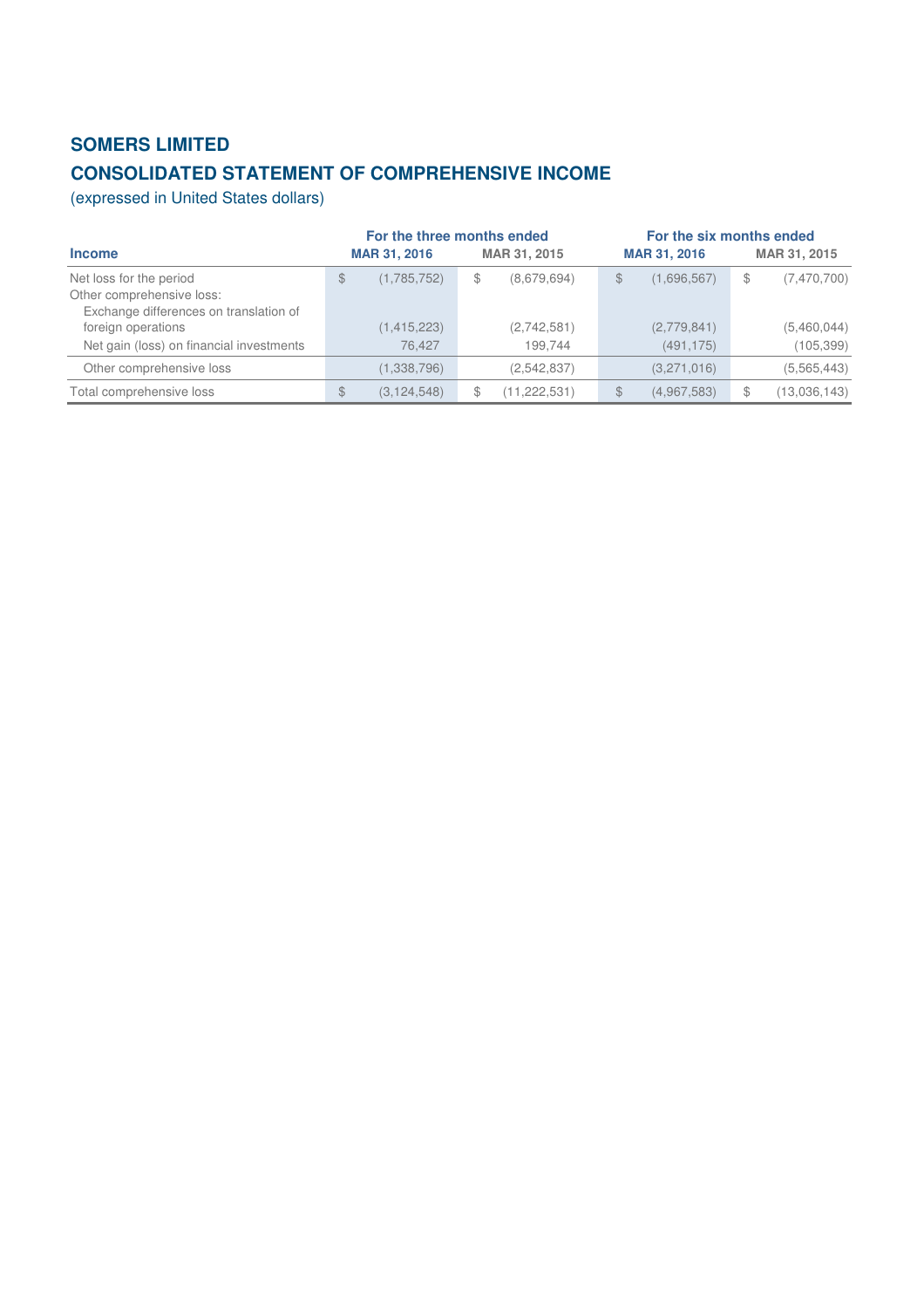# SOMERS LIMITED

## CONSOLIDATED STATEMENT OF COMPREHENSIVE INCOME

(expressed in United States dollars)

| Income | For the three months ended | | For the six months ended | |
|---|---|---|---|---|
| | MAR 31, 2016 | MAR 31, 2015 | MAR 31, 2016 | MAR 31, 2015 |
| Net loss for the period | $ (1,785,752) | $ (8,679,694) | $ (1,696,567) | $ (7,470,700) |
| Other comprehensive loss: | | | | |
| Exchange differences on translation of foreign operations | (1,415,223) | (2,742,581) | (2,779,841) | (5,460,044) |
| Net gain (loss) on financial investments | 76,427 | 199,744 | (491,175) | (105,399) |
| Other comprehensive loss | (1,338,796) | (2,542,837) | (3,271,016) | (5,565,443) |
| Total comprehensive loss | $ (3,124,548) | $ (11,222,531) | $ (4,967,583) | $ (13,036,143) |